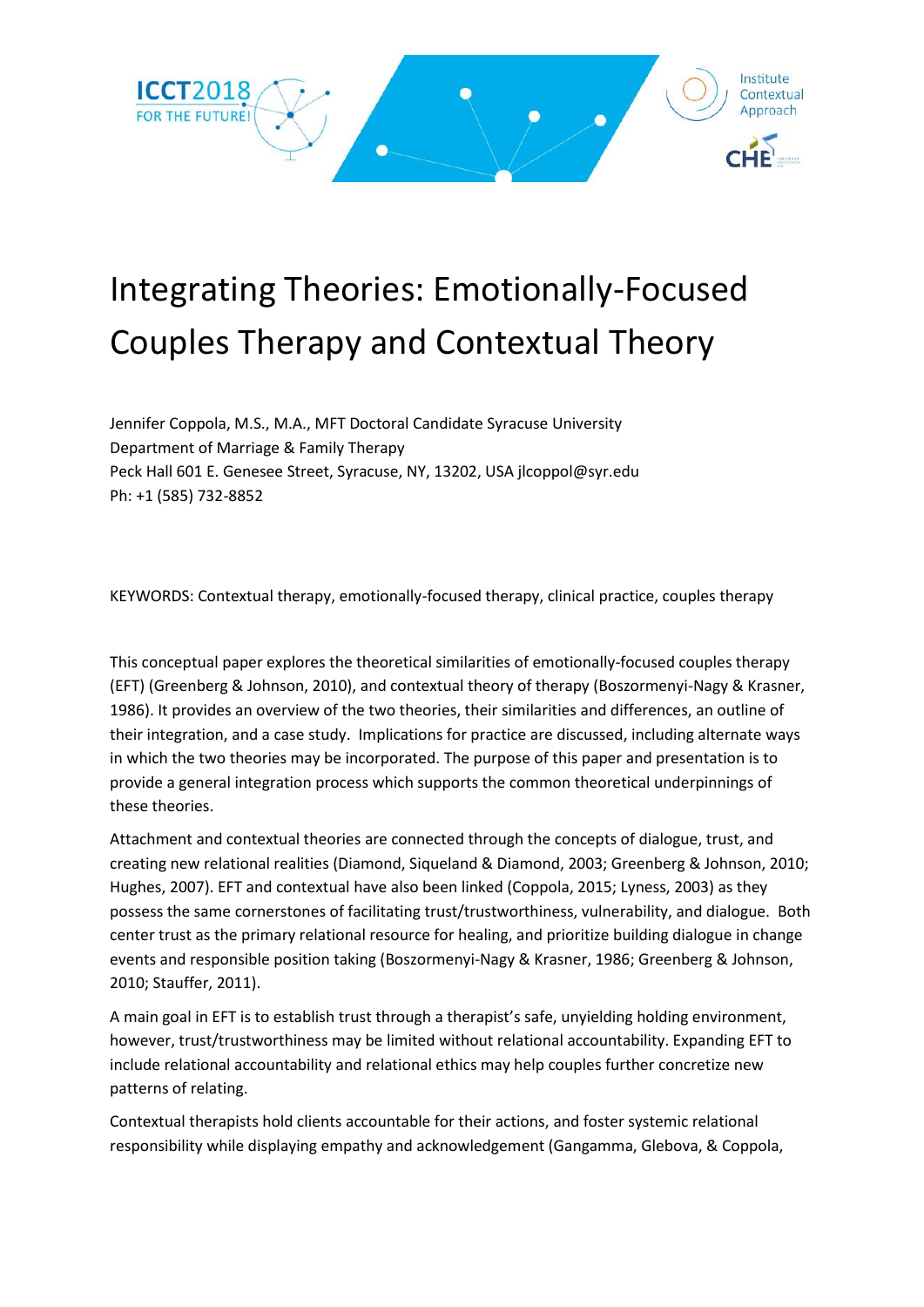# Integrating Theories: Emotionally-Focused Couples Therapy and Contextual Theory

Jennifer Coppola, M.S., M.A., MFT Doctoral Candidate Syracuse University
Department of Marriage & Family Therapy
Peck Hall 601 E. Genesee Street, Syracuse, NY, 13202, USA jlcoppol@syr.edu
Ph: +1 (585) 732-8852

KEYWORDS: Contextual therapy, emotionally-focused therapy, clinical practice, couples therapy

This conceptual paper explores the theoretical similarities of emotionally-focused couples therapy (EFT) (Greenberg & Johnson, 2010), and contextual theory of therapy (Boszormenyi-Nagy & Krasner, 1986). It provides an overview of the two theories, their similarities and differences, an outline of their integration, and a case study. Implications for practice are discussed, including alternate ways in which the two theories may be incorporated. The purpose of this paper and presentation is to provide a general integration process which supports the common theoretical underpinnings of these theories.

Attachment and contextual theories are connected through the concepts of dialogue, trust, and creating new relational realities (Diamond, Siqueland & Diamond, 2003; Greenberg & Johnson, 2010; Hughes, 2007). EFT and contextual have also been linked (Coppola, 2015; Lyness, 2003) as they possess the same cornerstones of facilitating trust/trustworthiness, vulnerability, and dialogue. Both center trust as the primary relational resource for healing, and prioritize building dialogue in change events and responsible position taking (Boszormenyi-Nagy & Krasner, 1986; Greenberg & Johnson, 2010; Stauffer, 2011).

A main goal in EFT is to establish trust through a therapist's safe, unyielding holding environment, however, trust/trustworthiness may be limited without relational accountability. Expanding EFT to include relational accountability and relational ethics may help couples further concretize new patterns of relating.

Contextual therapists hold clients accountable for their actions, and foster systemic relational responsibility while displaying empathy and acknowledgement (Gangamma, Glebova, & Coppola,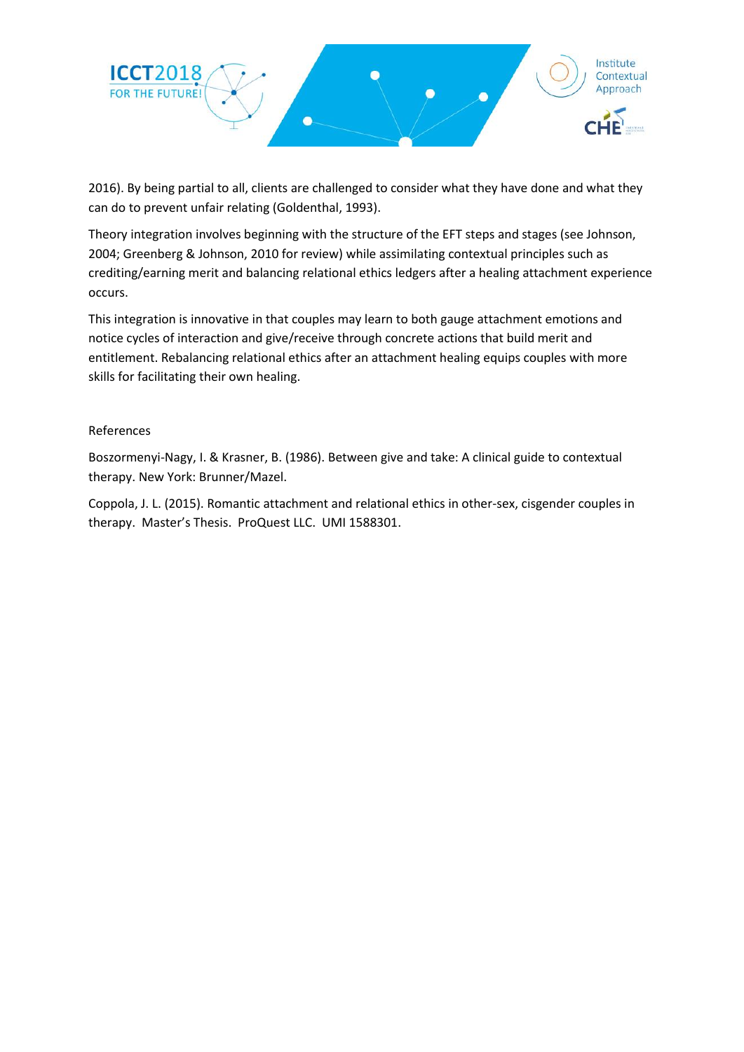2016). By being partial to all, clients are challenged to consider what they have done and what they can do to prevent unfair relating (Goldenthal, 1993).

Theory integration involves beginning with the structure of the EFT steps and stages (see Johnson, 2004; Greenberg & Johnson, 2010 for review) while assimilating contextual principles such as crediting/earning merit and balancing relational ethics ledgers after a healing attachment experience occurs.

This integration is innovative in that couples may learn to both gauge attachment emotions and notice cycles of interaction and give/receive through concrete actions that build merit and entitlement. Rebalancing relational ethics after an attachment healing equips couples with more skills for facilitating their own healing.

References

Boszormenyi-Nagy, I. & Krasner, B. (1986). Between give and take: A clinical guide to contextual therapy. New York: Brunner/Mazel.

Coppola, J. L. (2015). Romantic attachment and relational ethics in other-sex, cisgender couples in therapy. Master's Thesis. ProQuest LLC. UMI 1588301.